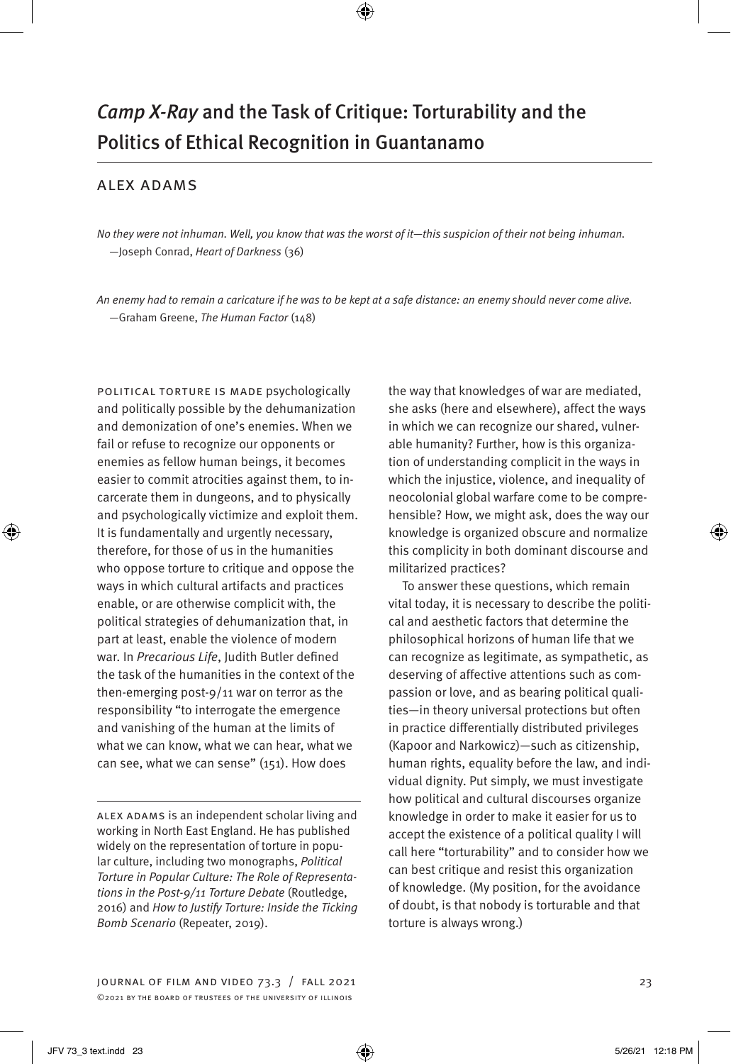# *Camp X-Ray* and the Task of Critique: Torturability and the Politics of Ethical Recognition in Guantanamo

## ALEX ADAMS

*No they were not inhuman. Well, you know that was the worst of it—this suspicion of their not being inhuman.*
—Joseph Conrad, *Heart of Darkness* (36)

*An enemy had to remain a caricature if he was to be kept at a safe distance: an enemy should never come alive.*
—Graham Greene, *The Human Factor* (148)

POLITICAL TORTURE IS MADE psychologically and politically possible by the dehumanization and demonization of one's enemies. When we fail or refuse to recognize our opponents or enemies as fellow human beings, it becomes easier to commit atrocities against them, to incarcerate them in dungeons, and to physically and psychologically victimize and exploit them. It is fundamentally and urgently necessary, therefore, for those of us in the humanities who oppose torture to critique and oppose the ways in which cultural artifacts and practices enable, or are otherwise complicit with, the political strategies of dehumanization that, in part at least, enable the violence of modern war. In *Precarious Life*, Judith Butler defined the task of the humanities in the context of the then-emerging post-9/11 war on terror as the responsibility "to interrogate the emergence and vanishing of the human at the limits of what we can know, what we can hear, what we can see, what we can sense" (151). How does the way that knowledges of war are mediated, she asks (here and elsewhere), affect the ways in which we can recognize our shared, vulnerable humanity? Further, how is this organization of understanding complicit in the ways in which the injustice, violence, and inequality of neocolonial global warfare come to be comprehensible? How, we might ask, does the way our knowledge is organized obscure and normalize this complicity in both dominant discourse and militarized practices?

To answer these questions, which remain vital today, it is necessary to describe the political and aesthetic factors that determine the philosophical horizons of human life that we can recognize as legitimate, as sympathetic, as deserving of affective attentions such as compassion or love, and as bearing political qualities—in theory universal protections but often in practice differentially distributed privileges (Kapoor and Narkowicz)—such as citizenship, human rights, equality before the law, and individual dignity. Put simply, we must investigate how political and cultural discourses organize knowledge in order to make it easier for us to accept the existence of a political quality I will call here "torturability" and to consider how we can best critique and resist this organization of knowledge. (My position, for the avoidance of doubt, is that nobody is torturable and that torture is always wrong.)

ALEX ADAMS is an independent scholar living and working in North East England. He has published widely on the representation of torture in popular culture, including two monographs, *Political Torture in Popular Culture: The Role of Representations in the Post-9/11 Torture Debate* (Routledge, 2016) and *How to Justify Torture: Inside the Ticking Bomb Scenario* (Repeater, 2019).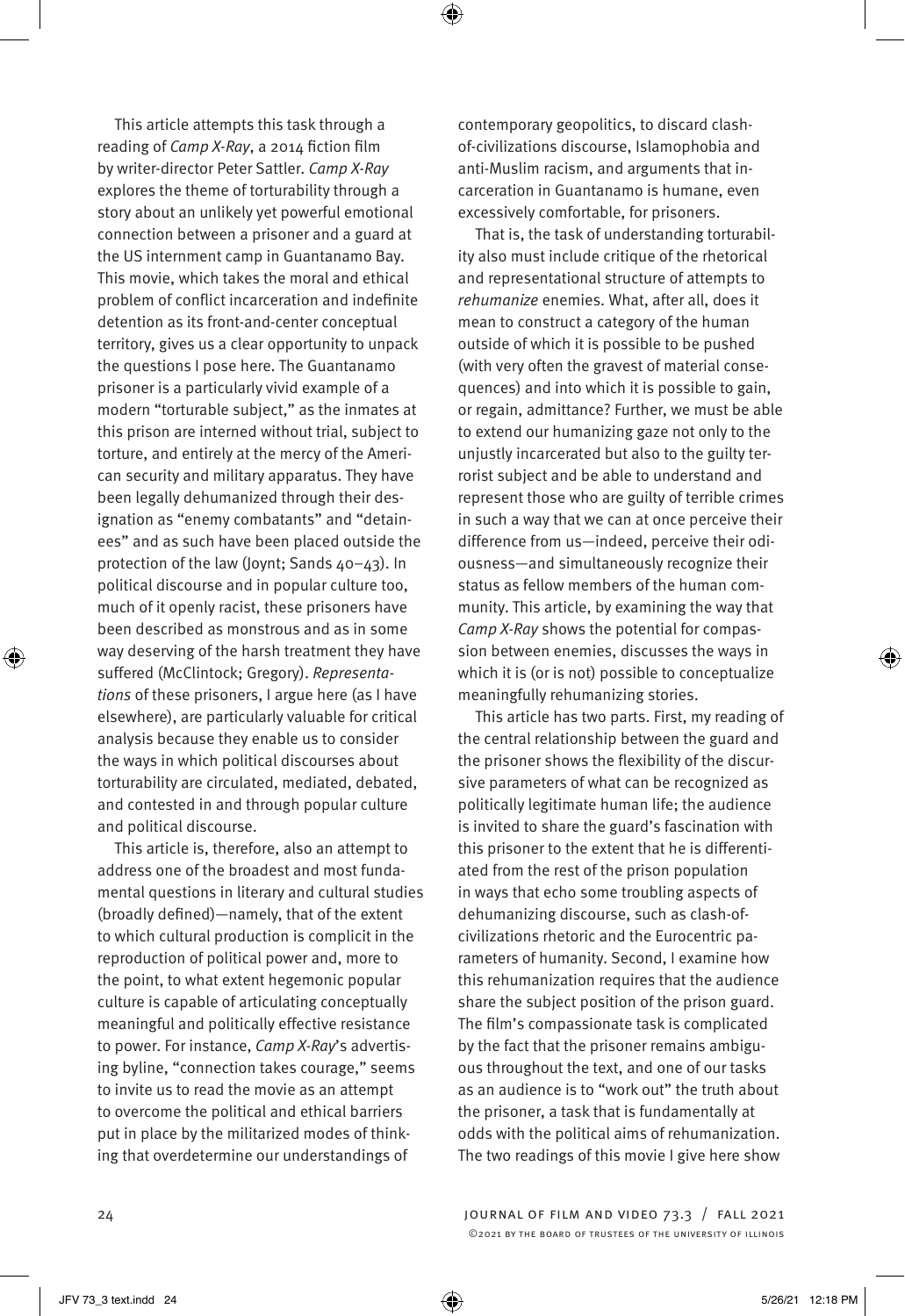This article attempts this task through a reading of *Camp X-Ray*, a 2014 fiction film by writer-director Peter Sattler. *Camp X-Ray* explores the theme of torturability through a story about an unlikely yet powerful emotional connection between a prisoner and a guard at the US internment camp in Guantanamo Bay. This movie, which takes the moral and ethical problem of conflict incarceration and indefinite detention as its front-and-center conceptual territory, gives us a clear opportunity to unpack the questions I pose here. The Guantanamo prisoner is a particularly vivid example of a modern "torturable subject," as the inmates at this prison are interned without trial, subject to torture, and entirely at the mercy of the American security and military apparatus. They have been legally dehumanized through their designation as "enemy combatants" and "detainees" and as such have been placed outside the protection of the law (Joynt; Sands 40–43). In political discourse and in popular culture too, much of it openly racist, these prisoners have been described as monstrous and as in some way deserving of the harsh treatment they have suffered (McClintock; Gregory). *Representations* of these prisoners, I argue here (as I have elsewhere), are particularly valuable for critical analysis because they enable us to consider the ways in which political discourses about torturability are circulated, mediated, debated, and contested in and through popular culture and political discourse.

This article is, therefore, also an attempt to address one of the broadest and most fundamental questions in literary and cultural studies (broadly defined)—namely, that of the extent to which cultural production is complicit in the reproduction of political power and, more to the point, to what extent hegemonic popular culture is capable of articulating conceptually meaningful and politically effective resistance to power. For instance, *Camp X-Ray*'s advertising byline, "connection takes courage," seems to invite us to read the movie as an attempt to overcome the political and ethical barriers put in place by the militarized modes of thinking that overdetermine our understandings of contemporary geopolitics, to discard clash-of-civilizations discourse, Islamophobia and anti-Muslim racism, and arguments that incarceration in Guantanamo is humane, even excessively comfortable, for prisoners.

That is, the task of understanding torturability also must include critique of the rhetorical and representational structure of attempts to *rehumanize* enemies. What, after all, does it mean to construct a category of the human outside of which it is possible to be pushed (with very often the gravest of material consequences) and into which it is possible to gain, or regain, admittance? Further, we must be able to extend our humanizing gaze not only to the unjustly incarcerated but also to the guilty terrorist subject and be able to understand and represent those who are guilty of terrible crimes in such a way that we can at once perceive their difference from us—indeed, perceive their odiousness—and simultaneously recognize their status as fellow members of the human community. This article, by examining the way that *Camp X-Ray* shows the potential for compassion between enemies, discusses the ways in which it is (or is not) possible to conceptualize meaningfully rehumanizing stories.

This article has two parts. First, my reading of the central relationship between the guard and the prisoner shows the flexibility of the discursive parameters of what can be recognized as politically legitimate human life; the audience is invited to share the guard's fascination with this prisoner to the extent that he is differentiated from the rest of the prison population in ways that echo some troubling aspects of dehumanizing discourse, such as clash-of-civilizations rhetoric and the Eurocentric parameters of humanity. Second, I examine how this rehumanization requires that the audience share the subject position of the prison guard. The film's compassionate task is complicated by the fact that the prisoner remains ambiguous throughout the text, and one of our tasks as an audience is to "work out" the truth about the prisoner, a task that is fundamentally at odds with the political aims of rehumanization. The two readings of this movie I give here show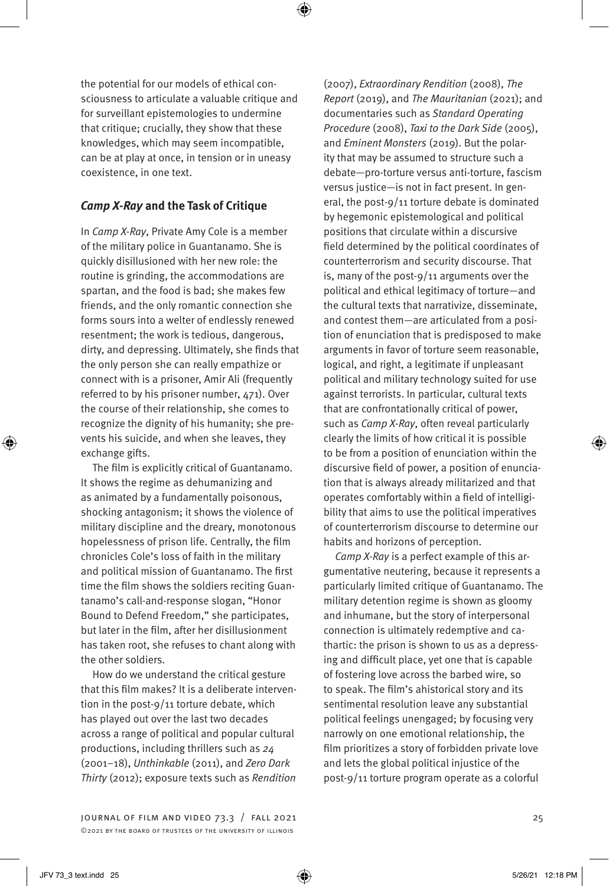the potential for our models of ethical consciousness to articulate a valuable critique and for surveillant epistemologies to undermine that critique; crucially, they show that these knowledges, which may seem incompatible, can be at play at once, in tension or in uneasy coexistence, in one text.

## *Camp X-Ray* and the Task of Critique

In *Camp X-Ray*, Private Amy Cole is a member of the military police in Guantanamo. She is quickly disillusioned with her new role: the routine is grinding, the accommodations are spartan, and the food is bad; she makes few friends, and the only romantic connection she forms sours into a welter of endlessly renewed resentment; the work is tedious, dangerous, dirty, and depressing. Ultimately, she finds that the only person she can really empathize or connect with is a prisoner, Amir Ali (frequently referred to by his prisoner number, 471). Over the course of their relationship, she comes to recognize the dignity of his humanity; she prevents his suicide, and when she leaves, they exchange gifts.

The film is explicitly critical of Guantanamo. It shows the regime as dehumanizing and as animated by a fundamentally poisonous, shocking antagonism; it shows the violence of military discipline and the dreary, monotonous hopelessness of prison life. Centrally, the film chronicles Cole's loss of faith in the military and political mission of Guantanamo. The first time the film shows the soldiers reciting Guantanamo's call-and-response slogan, "Honor Bound to Defend Freedom," she participates, but later in the film, after her disillusionment has taken root, she refuses to chant along with the other soldiers.

How do we understand the critical gesture that this film makes? It is a deliberate intervention in the post-9/11 torture debate, which has played out over the last two decades across a range of political and popular cultural productions, including thrillers such as *24* (2001–18), *Unthinkable* (2011), and *Zero Dark Thirty* (2012); exposure texts such as *Rendition* (2007), *Extraordinary Rendition* (2008), *The Report* (2019), and *The Mauritanian* (2021); and documentaries such as *Standard Operating Procedure* (2008), *Taxi to the Dark Side* (2005), and *Eminent Monsters* (2019). But the polarity that may be assumed to structure such a debate—pro-torture versus anti-torture, fascism versus justice—is not in fact present. In general, the post-9/11 torture debate is dominated by hegemonic epistemological and political positions that circulate within a discursive field determined by the political coordinates of counterterrorism and security discourse. That is, many of the post-9/11 arguments over the political and ethical legitimacy of torture—and the cultural texts that narrativize, disseminate, and contest them—are articulated from a position of enunciation that is predisposed to make arguments in favor of torture seem reasonable, logical, and right, a legitimate if unpleasant political and military technology suited for use against terrorists. In particular, cultural texts that are confrontationally critical of power, such as *Camp X-Ray*, often reveal particularly clearly the limits of how critical it is possible to be from a position of enunciation within the discursive field of power, a position of enunciation that is always already militarized and that operates comfortably within a field of intelligibility that aims to use the political imperatives of counterterrorism discourse to determine our habits and horizons of perception.

*Camp X-Ray* is a perfect example of this argumentative neutering, because it represents a particularly limited critique of Guantanamo. The military detention regime is shown as gloomy and inhumane, but the story of interpersonal connection is ultimately redemptive and cathartic: the prison is shown to us as a depressing and difficult place, yet one that is capable of fostering love across the barbed wire, so to speak. The film's ahistorical story and its sentimental resolution leave any substantial political feelings unengaged; by focusing very narrowly on one emotional relationship, the film prioritizes a story of forbidden private love and lets the global political injustice of the post-9/11 torture program operate as a colorful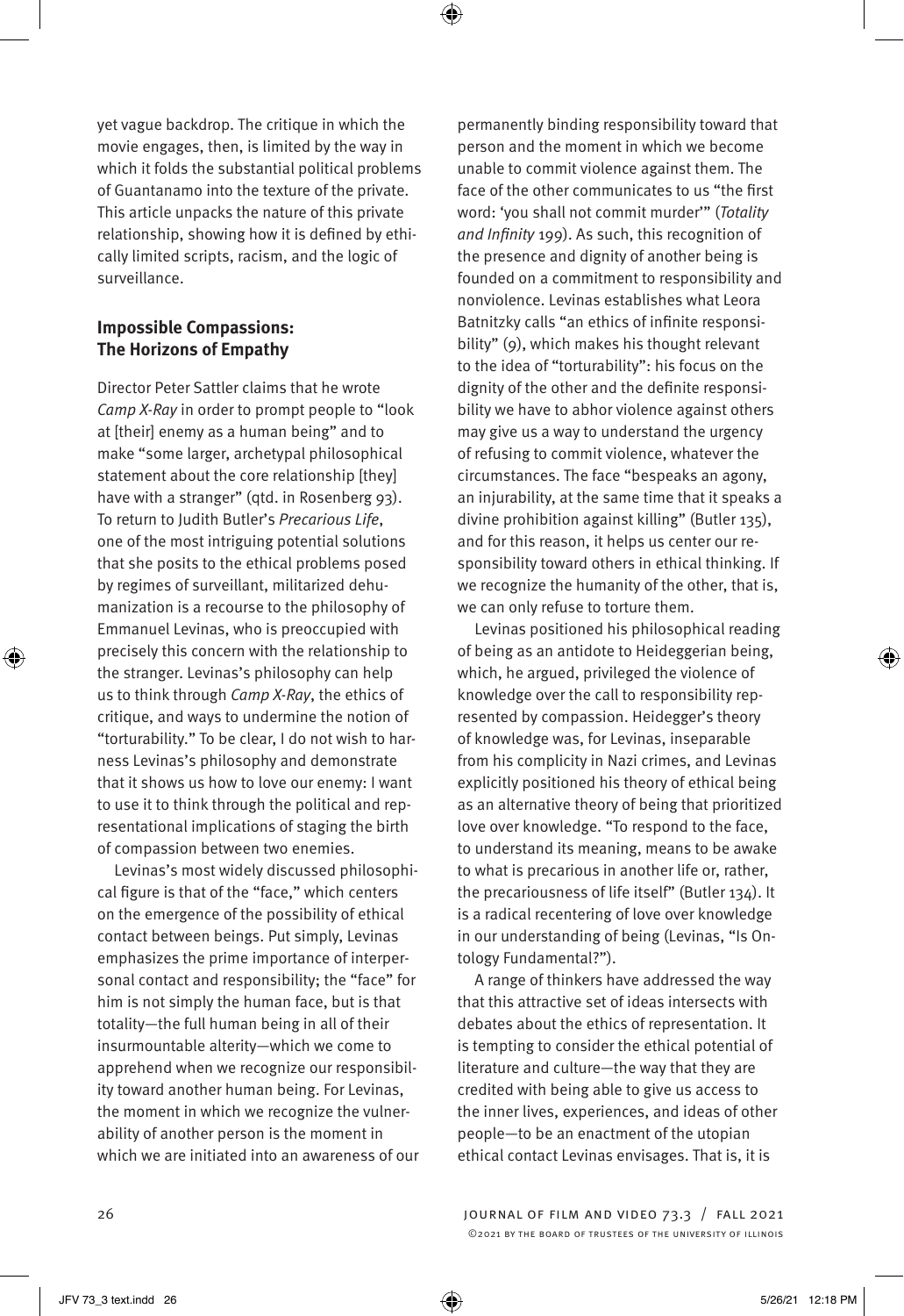yet vague backdrop. The critique in which the movie engages, then, is limited by the way in which it folds the substantial political problems of Guantanamo into the texture of the private. This article unpacks the nature of this private relationship, showing how it is defined by ethically limited scripts, racism, and the logic of surveillance.

## Impossible Compassions: The Horizons of Empathy

Director Peter Sattler claims that he wrote *Camp X-Ray* in order to prompt people to "look at [their] enemy as a human being" and to make "some larger, archetypal philosophical statement about the core relationship [they] have with a stranger" (qtd. in Rosenberg 93). To return to Judith Butler's *Precarious Life*, one of the most intriguing potential solutions that she posits to the ethical problems posed by regimes of surveillant, militarized dehumanization is a recourse to the philosophy of Emmanuel Levinas, who is preoccupied with precisely this concern with the relationship to the stranger. Levinas's philosophy can help us to think through *Camp X-Ray*, the ethics of critique, and ways to undermine the notion of "torturability." To be clear, I do not wish to harness Levinas's philosophy and demonstrate that it shows us how to love our enemy: I want to use it to think through the political and representational implications of staging the birth of compassion between two enemies.

Levinas's most widely discussed philosophical figure is that of the "face," which centers on the emergence of the possibility of ethical contact between beings. Put simply, Levinas emphasizes the prime importance of interpersonal contact and responsibility; the "face" for him is not simply the human face, but is that totality—the full human being in all of their insurmountable alterity—which we come to apprehend when we recognize our responsibility toward another human being. For Levinas, the moment in which we recognize the vulnerability of another person is the moment in which we are initiated into an awareness of our permanently binding responsibility toward that person and the moment in which we become unable to commit violence against them. The face of the other communicates to us "the first word: 'you shall not commit murder'" (*Totality and Infinity* 199). As such, this recognition of the presence and dignity of another being is founded on a commitment to responsibility and nonviolence. Levinas establishes what Leora Batnitzky calls "an ethics of infinite responsibility" (9), which makes his thought relevant to the idea of "torturability": his focus on the dignity of the other and the definite responsibility we have to abhor violence against others may give us a way to understand the urgency of refusing to commit violence, whatever the circumstances. The face "bespeaks an agony, an injurability, at the same time that it speaks a divine prohibition against killing" (Butler 135), and for this reason, it helps us center our responsibility toward others in ethical thinking. If we recognize the humanity of the other, that is, we can only refuse to torture them.

Levinas positioned his philosophical reading of being as an antidote to Heideggerian being, which, he argued, privileged the violence of knowledge over the call to responsibility represented by compassion. Heidegger's theory of knowledge was, for Levinas, inseparable from his complicity in Nazi crimes, and Levinas explicitly positioned his theory of ethical being as an alternative theory of being that prioritized love over knowledge. "To respond to the face, to understand its meaning, means to be awake to what is precarious in another life or, rather, the precariousness of life itself" (Butler 134). It is a radical recentering of love over knowledge in our understanding of being (Levinas, "Is Ontology Fundamental?").

A range of thinkers have addressed the way that this attractive set of ideas intersects with debates about the ethics of representation. It is tempting to consider the ethical potential of literature and culture—the way that they are credited with being able to give us access to the inner lives, experiences, and ideas of other people—to be an enactment of the utopian ethical contact Levinas envisages. That is, it is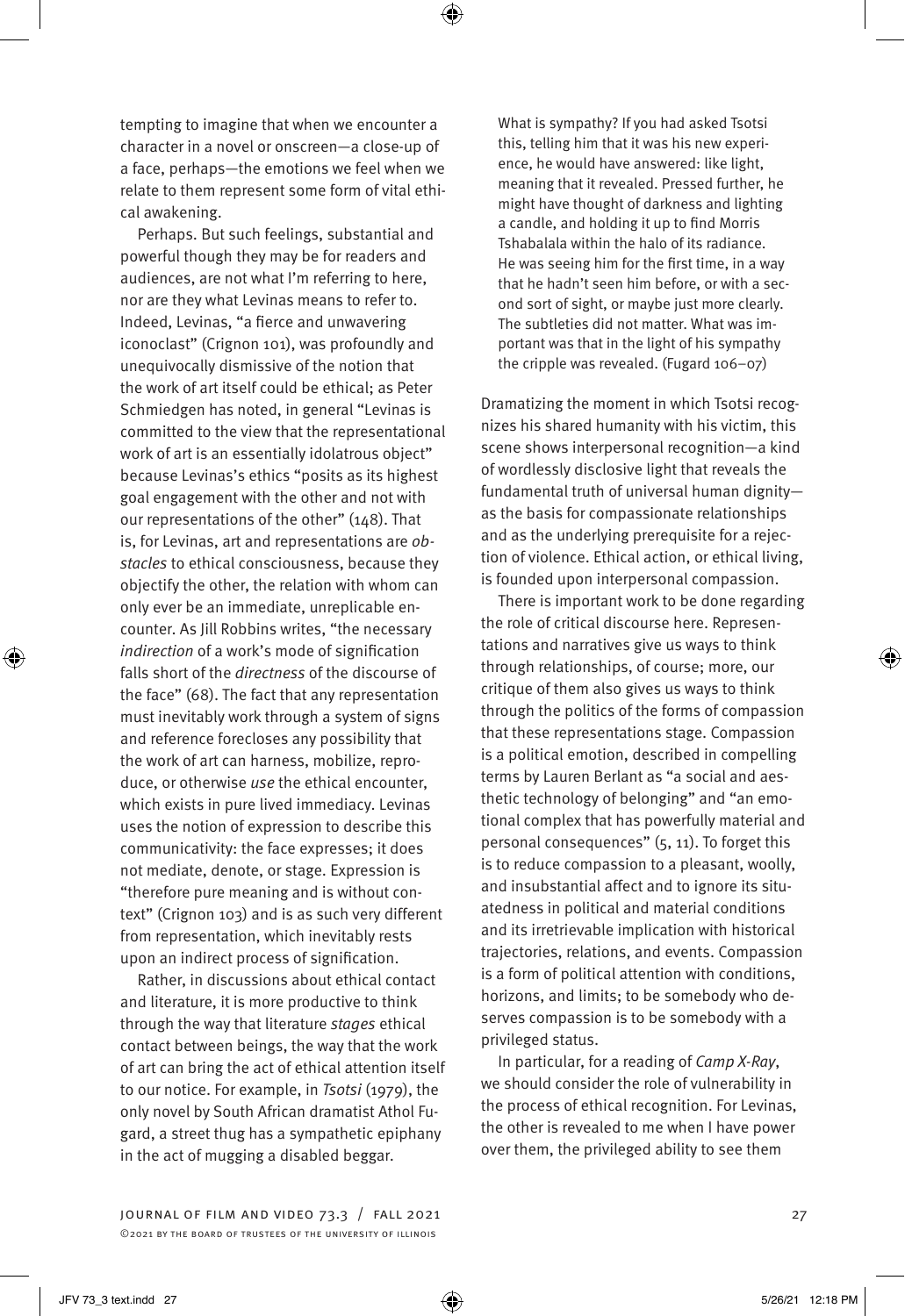tempting to imagine that when we encounter a character in a novel or onscreen—a close-up of a face, perhaps—the emotions we feel when we relate to them represent some form of vital ethical awakening.

Perhaps. But such feelings, substantial and powerful though they may be for readers and audiences, are not what I'm referring to here, nor are they what Levinas means to refer to. Indeed, Levinas, "a fierce and unwavering iconoclast" (Crignon 101), was profoundly and unequivocally dismissive of the notion that the work of art itself could be ethical; as Peter Schmiedgen has noted, in general "Levinas is committed to the view that the representational work of art is an essentially idolatrous object" because Levinas's ethics "posits as its highest goal engagement with the other and not with our representations of the other" (148). That is, for Levinas, art and representations are *obstacles* to ethical consciousness, because they objectify the other, the relation with whom can only ever be an immediate, unreplicable encounter. As Jill Robbins writes, "the necessary *indirection* of a work's mode of signification falls short of the *directness* of the discourse of the face" (68). The fact that any representation must inevitably work through a system of signs and reference forecloses any possibility that the work of art can harness, mobilize, reproduce, or otherwise *use* the ethical encounter, which exists in pure lived immediacy. Levinas uses the notion of expression to describe this communicativity: the face expresses; it does not mediate, denote, or stage. Expression is "therefore pure meaning and is without context" (Crignon 103) and is as such very different from representation, which inevitably rests upon an indirect process of signification.

Rather, in discussions about ethical contact and literature, it is more productive to think through the way that literature *stages* ethical contact between beings, the way that the work of art can bring the act of ethical attention itself to our notice. For example, in *Tsotsi* (1979), the only novel by South African dramatist Athol Fugard, a street thug has a sympathetic epiphany in the act of mugging a disabled beggar.

> What is sympathy? If you had asked Tsotsi this, telling him that it was his new experience, he would have answered: like light, meaning that it revealed. Pressed further, he might have thought of darkness and lighting a candle, and holding it up to find Morris Tshabalala within the halo of its radiance. He was seeing him for the first time, in a way that he hadn't seen him before, or with a second sort of sight, or maybe just more clearly. The subtleties did not matter. What was important was that in the light of his sympathy the cripple was revealed. (Fugard 106–07)

Dramatizing the moment in which Tsotsi recognizes his shared humanity with his victim, this scene shows interpersonal recognition—a kind of wordlessly disclosive light that reveals the fundamental truth of universal human dignity—as the basis for compassionate relationships and as the underlying prerequisite for a rejection of violence. Ethical action, or ethical living, is founded upon interpersonal compassion.

There is important work to be done regarding the role of critical discourse here. Representations and narratives give us ways to think through relationships, of course; more, our critique of them also gives us ways to think through the politics of the forms of compassion that these representations stage. Compassion is a political emotion, described in compelling terms by Lauren Berlant as "a social and aesthetic technology of belonging" and "an emotional complex that has powerfully material and personal consequences" (5, 11). To forget this is to reduce compassion to a pleasant, woolly, and insubstantial affect and to ignore its situatedness in political and material conditions and its irretrievable implication with historical trajectories, relations, and events. Compassion is a form of political attention with conditions, horizons, and limits; to be somebody who deserves compassion is to be somebody with a privileged status.

In particular, for a reading of *Camp X-Ray*, we should consider the role of vulnerability in the process of ethical recognition. For Levinas, the other is revealed to me when I have power over them, the privileged ability to see them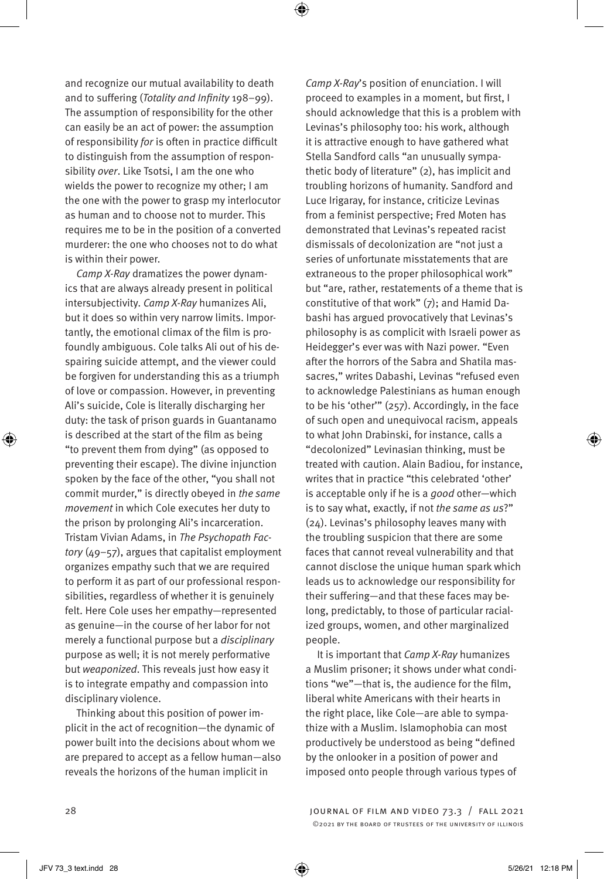and recognize our mutual availability to death and to suffering (*Totality and Infinity* 198–99). The assumption of responsibility for the other can easily be an act of power: the assumption of responsibility *for* is often in practice difficult to distinguish from the assumption of responsibility *over*. Like Tsotsi, I am the one who wields the power to recognize my other; I am the one with the power to grasp my interlocutor as human and to choose not to murder. This requires me to be in the position of a converted murderer: the one who chooses not to do what is within their power.

*Camp X-Ray* dramatizes the power dynamics that are always already present in political intersubjectivity. *Camp X-Ray* humanizes Ali, but it does so within very narrow limits. Importantly, the emotional climax of the film is profoundly ambiguous. Cole talks Ali out of his despairing suicide attempt, and the viewer could be forgiven for understanding this as a triumph of love or compassion. However, in preventing Ali's suicide, Cole is literally discharging her duty: the task of prison guards in Guantanamo is described at the start of the film as being "to prevent them from dying" (as opposed to preventing their escape). The divine injunction spoken by the face of the other, "you shall not commit murder," is directly obeyed in *the same movement* in which Cole executes her duty to the prison by prolonging Ali's incarceration. Tristam Vivian Adams, in *The Psychopath Factory* (49–57), argues that capitalist employment organizes empathy such that we are required to perform it as part of our professional responsibilities, regardless of whether it is genuinely felt. Here Cole uses her empathy—represented as genuine—in the course of her labor for not merely a functional purpose but a *disciplinary* purpose as well; it is not merely performative but *weaponized*. This reveals just how easy it is to integrate empathy and compassion into disciplinary violence.

Thinking about this position of power implicit in the act of recognition—the dynamic of power built into the decisions about whom we are prepared to accept as a fellow human—also reveals the horizons of the human implicit in *Camp X-Ray*'s position of enunciation. I will proceed to examples in a moment, but first, I should acknowledge that this is a problem with Levinas's philosophy too: his work, although it is attractive enough to have gathered what Stella Sandford calls "an unusually sympathetic body of literature" (2), has implicit and troubling horizons of humanity. Sandford and Luce Irigaray, for instance, criticize Levinas from a feminist perspective; Fred Moten has demonstrated that Levinas's repeated racist dismissals of decolonization are "not just a series of unfortunate misstatements that are extraneous to the proper philosophical work" but "are, rather, restatements of a theme that is constitutive of that work" (7); and Hamid Dabashi has argued provocatively that Levinas's philosophy is as complicit with Israeli power as Heidegger's ever was with Nazi power. "Even after the horrors of the Sabra and Shatila massacres," writes Dabashi, Levinas "refused even to acknowledge Palestinians as human enough to be his 'other'" (257). Accordingly, in the face of such open and unequivocal racism, appeals to what John Drabinski, for instance, calls a "decolonized" Levinasian thinking, must be treated with caution. Alain Badiou, for instance, writes that in practice "this celebrated 'other' is acceptable only if he is a *good* other—which is to say what, exactly, if not *the same as us*?" (24). Levinas's philosophy leaves many with the troubling suspicion that there are some faces that cannot reveal vulnerability and that cannot disclose the unique human spark which leads us to acknowledge our responsibility for their suffering—and that these faces may belong, predictably, to those of particular racialized groups, women, and other marginalized people.

It is important that *Camp X-Ray* humanizes a Muslim prisoner; it shows under what conditions "we"—that is, the audience for the film, liberal white Americans with their hearts in the right place, like Cole—are able to sympathize with a Muslim. Islamophobia can most productively be understood as being "defined by the onlooker in a position of power and imposed onto people through various types of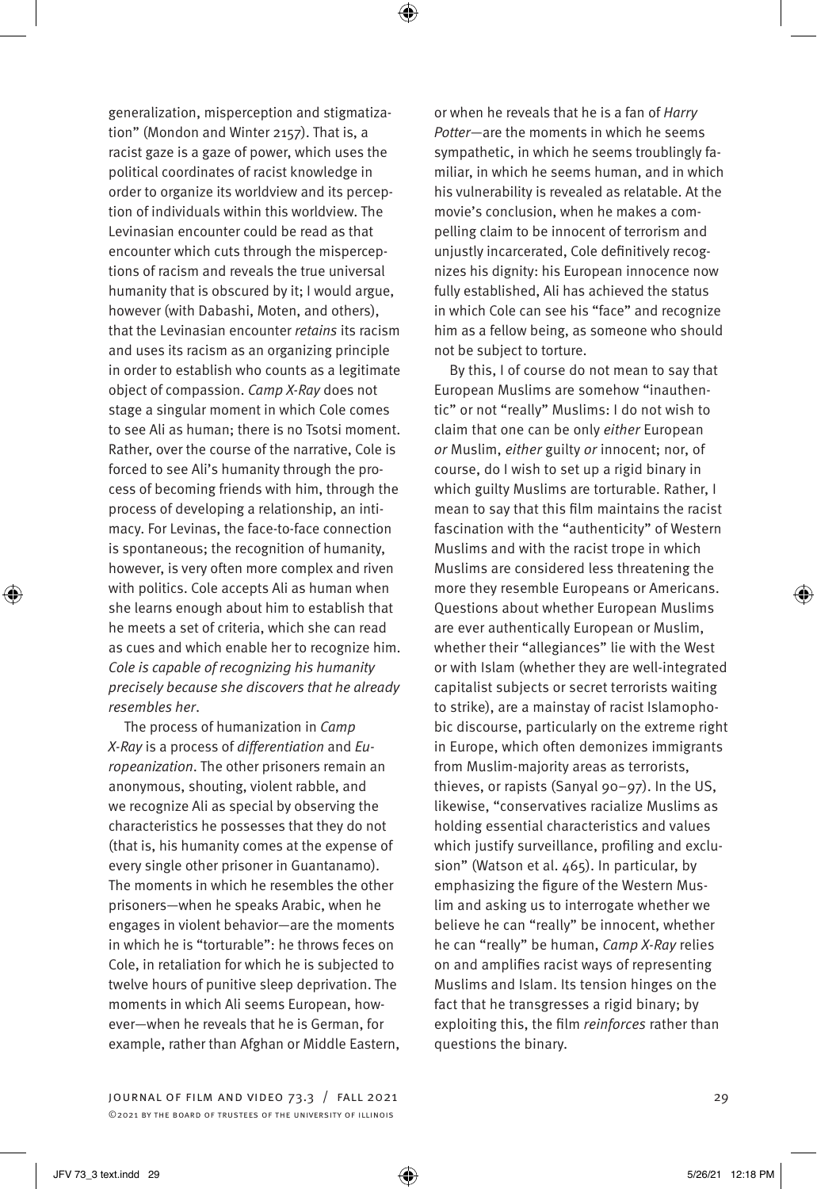generalization, misperception and stigmatization" (Mondon and Winter 2157). That is, a racist gaze is a gaze of power, which uses the political coordinates of racist knowledge in order to organize its worldview and its perception of individuals within this worldview. The Levinasian encounter could be read as that encounter which cuts through the misperceptions of racism and reveals the true universal humanity that is obscured by it; I would argue, however (with Dabashi, Moten, and others), that the Levinasian encounter *retains* its racism and uses its racism as an organizing principle in order to establish who counts as a legitimate object of compassion. *Camp X-Ray* does not stage a singular moment in which Cole comes to see Ali as human; there is no Tsotsi moment. Rather, over the course of the narrative, Cole is forced to see Ali's humanity through the process of becoming friends with him, through the process of developing a relationship, an intimacy. For Levinas, the face-to-face connection is spontaneous; the recognition of humanity, however, is very often more complex and riven with politics. Cole accepts Ali as human when she learns enough about him to establish that he meets a set of criteria, which she can read as cues and which enable her to recognize him. *Cole is capable of recognizing his humanity precisely because she discovers that he already resembles her*.

The process of humanization in *Camp X-Ray* is a process of *differentiation* and *Europeanization*. The other prisoners remain an anonymous, shouting, violent rabble, and we recognize Ali as special by observing the characteristics he possesses that they do not (that is, his humanity comes at the expense of every single other prisoner in Guantanamo). The moments in which he resembles the other prisoners—when he speaks Arabic, when he engages in violent behavior—are the moments in which he is "torturable": he throws feces on Cole, in retaliation for which he is subjected to twelve hours of punitive sleep deprivation. The moments in which Ali seems European, however—when he reveals that he is German, for example, rather than Afghan or Middle Eastern, or when he reveals that he is a fan of *Harry Potter*—are the moments in which he seems sympathetic, in which he seems troublingly familiar, in which he seems human, and in which his vulnerability is revealed as relatable. At the movie's conclusion, when he makes a compelling claim to be innocent of terrorism and unjustly incarcerated, Cole definitively recognizes his dignity: his European innocence now fully established, Ali has achieved the status in which Cole can see his "face" and recognize him as a fellow being, as someone who should not be subject to torture.

By this, I of course do not mean to say that European Muslims are somehow "inauthentic" or not "really" Muslims: I do not wish to claim that one can be only *either* European *or* Muslim, *either* guilty *or* innocent; nor, of course, do I wish to set up a rigid binary in which guilty Muslims are torturable. Rather, I mean to say that this film maintains the racist fascination with the "authenticity" of Western Muslims and with the racist trope in which Muslims are considered less threatening the more they resemble Europeans or Americans. Questions about whether European Muslims are ever authentically European or Muslim, whether their "allegiances" lie with the West or with Islam (whether they are well-integrated capitalist subjects or secret terrorists waiting to strike), are a mainstay of racist Islamophobic discourse, particularly on the extreme right in Europe, which often demonizes immigrants from Muslim-majority areas as terrorists, thieves, or rapists (Sanyal 90–97). In the US, likewise, "conservatives racialize Muslims as holding essential characteristics and values which justify surveillance, profiling and exclusion" (Watson et al. 465). In particular, by emphasizing the figure of the Western Muslim and asking us to interrogate whether we believe he can "really" be innocent, whether he can "really" be human, *Camp X-Ray* relies on and amplifies racist ways of representing Muslims and Islam. Its tension hinges on the fact that he transgresses a rigid binary; by exploiting this, the film *reinforces* rather than questions the binary.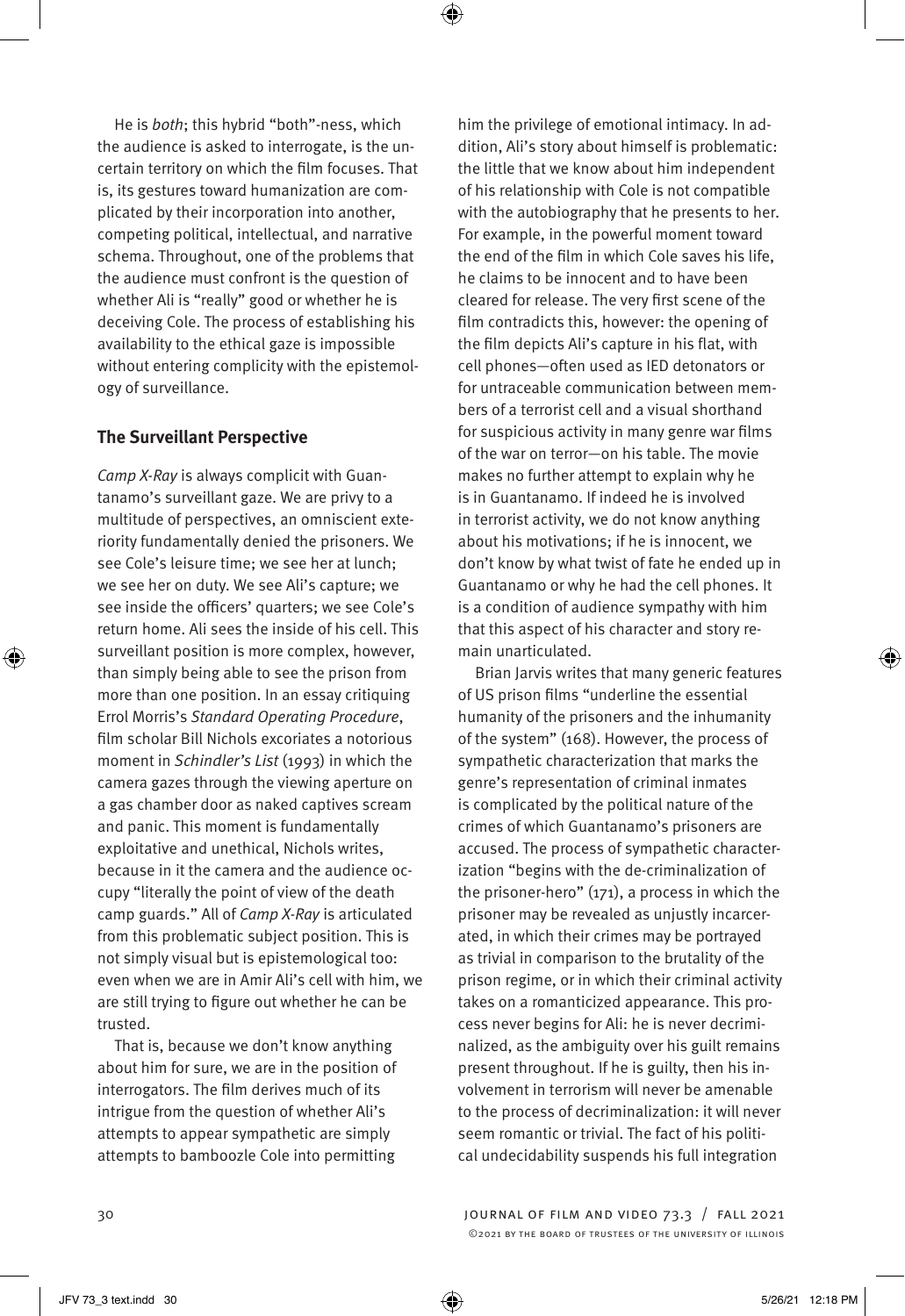He is *both*; this hybrid "both"-ness, which the audience is asked to interrogate, is the uncertain territory on which the film focuses. That is, its gestures toward humanization are complicated by their incorporation into another, competing political, intellectual, and narrative schema. Throughout, one of the problems that the audience must confront is the question of whether Ali is "really" good or whether he is deceiving Cole. The process of establishing his availability to the ethical gaze is impossible without entering complicity with the epistemology of surveillance.

## The Surveillant Perspective

*Camp X-Ray* is always complicit with Guantanamo's surveillant gaze. We are privy to a multitude of perspectives, an omniscient exteriority fundamentally denied the prisoners. We see Cole's leisure time; we see her at lunch; we see her on duty. We see Ali's capture; we see inside the officers' quarters; we see Cole's return home. Ali sees the inside of his cell. This surveillant position is more complex, however, than simply being able to see the prison from more than one position. In an essay critiquing Errol Morris's *Standard Operating Procedure*, film scholar Bill Nichols excoriates a notorious moment in *Schindler's List* (1993) in which the camera gazes through the viewing aperture on a gas chamber door as naked captives scream and panic. This moment is fundamentally exploitative and unethical, Nichols writes, because in it the camera and the audience occupy "literally the point of view of the death camp guards." All of *Camp X-Ray* is articulated from this problematic subject position. This is not simply visual but is epistemological too: even when we are in Amir Ali's cell with him, we are still trying to figure out whether he can be trusted.

That is, because we don't know anything about him for sure, we are in the position of interrogators. The film derives much of its intrigue from the question of whether Ali's attempts to appear sympathetic are simply attempts to bamboozle Cole into permitting him the privilege of emotional intimacy. In addition, Ali's story about himself is problematic: the little that we know about him independent of his relationship with Cole is not compatible with the autobiography that he presents to her. For example, in the powerful moment toward the end of the film in which Cole saves his life, he claims to be innocent and to have been cleared for release. The very first scene of the film contradicts this, however: the opening of the film depicts Ali's capture in his flat, with cell phones—often used as IED detonators or for untraceable communication between members of a terrorist cell and a visual shorthand for suspicious activity in many genre war films of the war on terror—on his table. The movie makes no further attempt to explain why he is in Guantanamo. If indeed he is involved in terrorist activity, we do not know anything about his motivations; if he is innocent, we don't know by what twist of fate he ended up in Guantanamo or why he had the cell phones. It is a condition of audience sympathy with him that this aspect of his character and story remain unarticulated.

Brian Jarvis writes that many generic features of US prison films "underline the essential humanity of the prisoners and the inhumanity of the system" (168). However, the process of sympathetic characterization that marks the genre's representation of criminal inmates is complicated by the political nature of the crimes of which Guantanamo's prisoners are accused. The process of sympathetic characterization "begins with the de-criminalization of the prisoner-hero" (171), a process in which the prisoner may be revealed as unjustly incarcerated, in which their crimes may be portrayed as trivial in comparison to the brutality of the prison regime, or in which their criminal activity takes on a romanticized appearance. This process never begins for Ali: he is never decriminalized, as the ambiguity over his guilt remains present throughout. If he is guilty, then his involvement in terrorism will never be amenable to the process of decriminalization: it will never seem romantic or trivial. The fact of his political undecidability suspends his full integration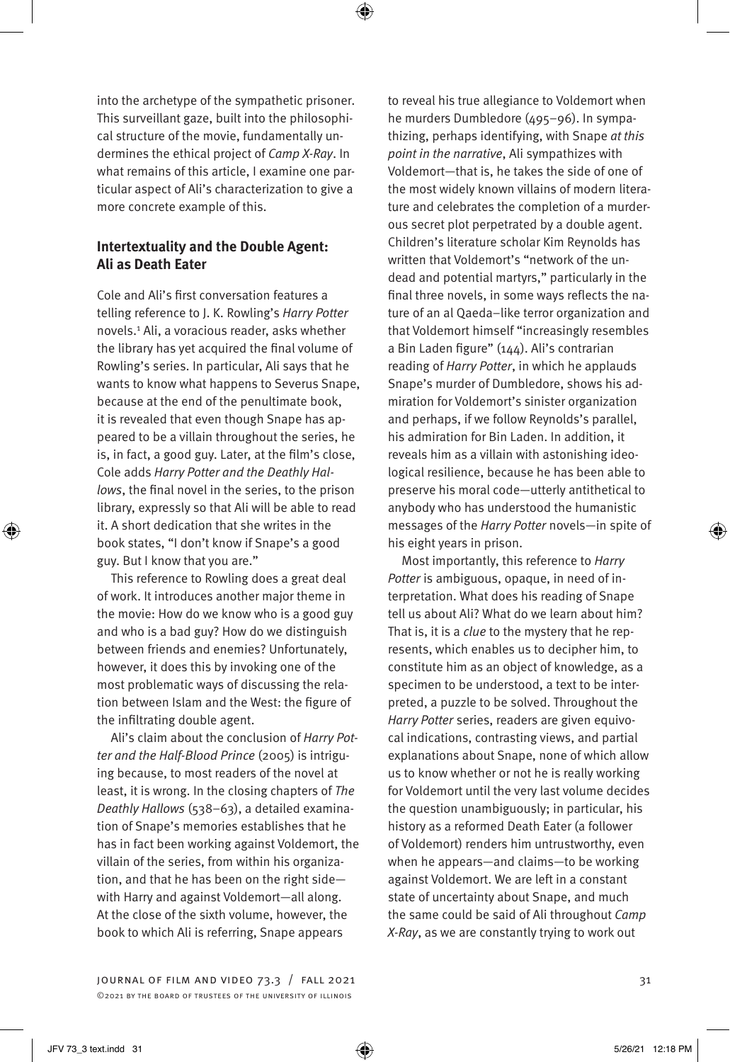into the archetype of the sympathetic prisoner. This surveillant gaze, built into the philosophical structure of the movie, fundamentally undermines the ethical project of *Camp X-Ray*. In what remains of this article, I examine one particular aspect of Ali's characterization to give a more concrete example of this.

## Intertextuality and the Double Agent: Ali as Death Eater

Cole and Ali's first conversation features a telling reference to J. K. Rowling's *Harry Potter* novels.[1] Ali, a voracious reader, asks whether the library has yet acquired the final volume of Rowling's series. In particular, Ali says that he wants to know what happens to Severus Snape, because at the end of the penultimate book, it is revealed that even though Snape has appeared to be a villain throughout the series, he is, in fact, a good guy. Later, at the film's close, Cole adds *Harry Potter and the Deathly Hallows*, the final novel in the series, to the prison library, expressly so that Ali will be able to read it. A short dedication that she writes in the book states, "I don't know if Snape's a good guy. But I know that you are."

This reference to Rowling does a great deal of work. It introduces another major theme in the movie: How do we know who is a good guy and who is a bad guy? How do we distinguish between friends and enemies? Unfortunately, however, it does this by invoking one of the most problematic ways of discussing the relation between Islam and the West: the figure of the infiltrating double agent.

Ali's claim about the conclusion of *Harry Potter and the Half-Blood Prince* (2005) is intriguing because, to most readers of the novel at least, it is wrong. In the closing chapters of *The Deathly Hallows* (538–63), a detailed examination of Snape's memories establishes that he has in fact been working against Voldemort, the villain of the series, from within his organization, and that he has been on the right side—with Harry and against Voldemort—all along. At the close of the sixth volume, however, the book to which Ali is referring, Snape appears to reveal his true allegiance to Voldemort when he murders Dumbledore (495–96). In sympathizing, perhaps identifying, with Snape *at this point in the narrative*, Ali sympathizes with Voldemort—that is, he takes the side of one of the most widely known villains of modern literature and celebrates the completion of a murderous secret plot perpetrated by a double agent. Children's literature scholar Kim Reynolds has written that Voldemort's "network of the undead and potential martyrs," particularly in the final three novels, in some ways reflects the nature of an al Qaeda–like terror organization and that Voldemort himself "increasingly resembles a Bin Laden figure" (144). Ali's contrarian reading of *Harry Potter*, in which he applauds Snape's murder of Dumbledore, shows his admiration for Voldemort's sinister organization and perhaps, if we follow Reynolds's parallel, his admiration for Bin Laden. In addition, it reveals him as a villain with astonishing ideological resilience, because he has been able to preserve his moral code—utterly antithetical to anybody who has understood the humanistic messages of the *Harry Potter* novels—in spite of his eight years in prison.

Most importantly, this reference to *Harry Potter* is ambiguous, opaque, in need of interpretation. What does his reading of Snape tell us about Ali? What do we learn about him? That is, it is a *clue* to the mystery that he represents, which enables us to decipher him, to constitute him as an object of knowledge, as a specimen to be understood, a text to be interpreted, a puzzle to be solved. Throughout the *Harry Potter* series, readers are given equivocal indications, contrasting views, and partial explanations about Snape, none of which allow us to know whether or not he is really working for Voldemort until the very last volume decides the question unambiguously; in particular, his history as a reformed Death Eater (a follower of Voldemort) renders him untrustworthy, even when he appears—and claims—to be working against Voldemort. We are left in a constant state of uncertainty about Snape, and much the same could be said of Ali throughout *Camp X-Ray*, as we are constantly trying to work out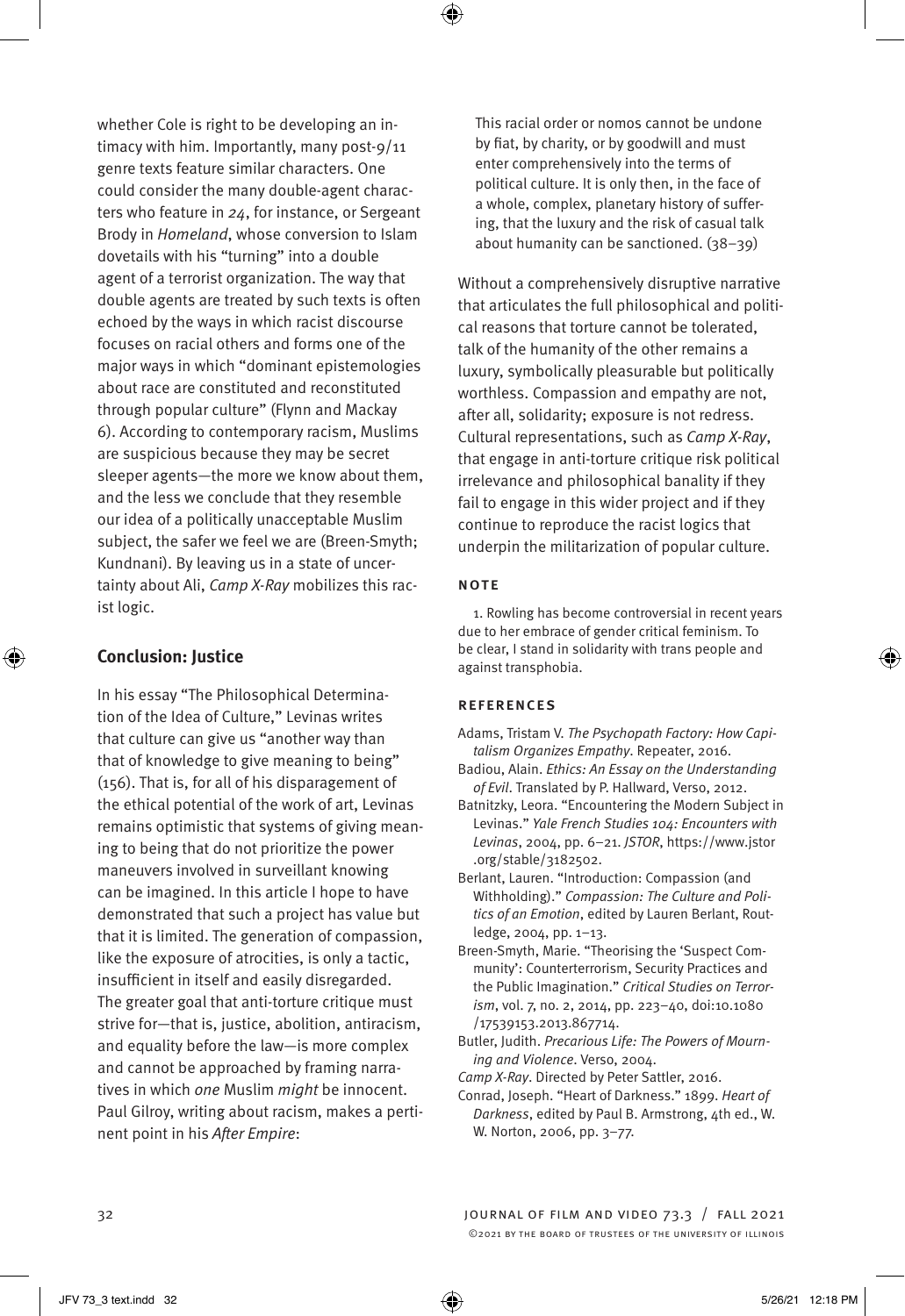whether Cole is right to be developing an intimacy with him. Importantly, many post-9/11 genre texts feature similar characters. One could consider the many double-agent characters who feature in *24*, for instance, or Sergeant Brody in *Homeland*, whose conversion to Islam dovetails with his "turning" into a double agent of a terrorist organization. The way that double agents are treated by such texts is often echoed by the ways in which racist discourse focuses on racial others and forms one of the major ways in which "dominant epistemologies about race are constituted and reconstituted through popular culture" (Flynn and Mackay 6). According to contemporary racism, Muslims are suspicious because they may be secret sleeper agents—the more we know about them, and the less we conclude that they resemble our idea of a politically unacceptable Muslim subject, the safer we feel we are (Breen-Smyth; Kundnani). By leaving us in a state of uncertainty about Ali, *Camp X-Ray* mobilizes this racist logic.

## Conclusion: Justice

In his essay "The Philosophical Determination of the Idea of Culture," Levinas writes that culture can give us "another way than that of knowledge to give meaning to being" (156). That is, for all of his disparagement of the ethical potential of the work of art, Levinas remains optimistic that systems of giving meaning to being that do not prioritize the power maneuvers involved in surveillant knowing can be imagined. In this article I hope to have demonstrated that such a project has value but that it is limited. The generation of compassion, like the exposure of atrocities, is only a tactic, insufficient in itself and easily disregarded. The greater goal that anti-torture critique must strive for—that is, justice, abolition, antiracism, and equality before the law—is more complex and cannot be approached by framing narratives in which *one* Muslim *might* be innocent. Paul Gilroy, writing about racism, makes a pertinent point in his *After Empire*:

> This racial order or nomos cannot be undone by fiat, by charity, or by goodwill and must enter comprehensively into the terms of political culture. It is only then, in the face of a whole, complex, planetary history of suffering, that the luxury and the risk of casual talk about humanity can be sanctioned. (38–39)

Without a comprehensively disruptive narrative that articulates the full philosophical and political reasons that torture cannot be tolerated, talk of the humanity of the other remains a luxury, symbolically pleasurable but politically worthless. Compassion and empathy are not, after all, solidarity; exposure is not redress. Cultural representations, such as *Camp X-Ray*, that engage in anti-torture critique risk political irrelevance and philosophical banality if they fail to engage in this wider project and if they continue to reproduce the racist logics that underpin the militarization of popular culture.

### NOTE

1. Rowling has become controversial in recent years due to her embrace of gender critical feminism. To be clear, I stand in solidarity with trans people and against transphobia.

### REFERENCES

Adams, Tristam V. *The Psychopath Factory: How Capitalism Organizes Empathy*. Repeater, 2016.

Badiou, Alain. *Ethics: An Essay on the Understanding of Evil*. Translated by P. Hallward, Verso, 2012.

Batnitzky, Leora. "Encountering the Modern Subject in Levinas." *Yale French Studies 104: Encounters with Levinas*, 2004, pp. 6–21. *JSTOR*, https://www.jstor.org/stable/3182502.

Berlant, Lauren. "Introduction: Compassion (and Withholding)." *Compassion: The Culture and Politics of an Emotion*, edited by Lauren Berlant, Routledge, 2004, pp. 1–13.

Breen-Smyth, Marie. "Theorising the 'Suspect Community': Counterterrorism, Security Practices and the Public Imagination." *Critical Studies on Terrorism*, vol. 7, no. 2, 2014, pp. 223–40, doi:10.1080/17539153.2013.867714.

Butler, Judith. *Precarious Life: The Powers of Mourning and Violence*. Verso, 2004.

*Camp X-Ray*. Directed by Peter Sattler, 2016.

Conrad, Joseph. "Heart of Darkness." 1899. *Heart of Darkness*, edited by Paul B. Armstrong, 4th ed., W. W. Norton, 2006, pp. 3–77.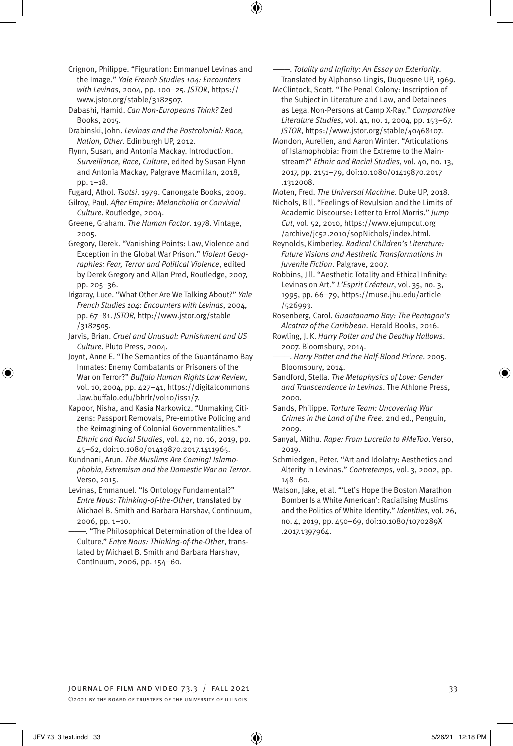Crignon, Philippe. "Figuration: Emmanuel Levinas and the Image." *Yale French Studies 104: Encounters with Levinas*, 2004, pp. 100–25. *JSTOR*, https://www.jstor.org/stable/3182507.

Dabashi, Hamid. *Can Non-Europeans Think?* Zed Books, 2015.

Drabinski, John. *Levinas and the Postcolonial: Race, Nation, Other*. Edinburgh UP, 2012.

Flynn, Susan, and Antonia Mackay. Introduction. *Surveillance, Race, Culture*, edited by Susan Flynn and Antonia Mackay, Palgrave Macmillan, 2018, pp. 1–18.

Fugard, Athol. *Tsotsi*. 1979. Canongate Books, 2009.

Gilroy, Paul. *After Empire: Melancholia or Convivial Culture*. Routledge, 2004.

Greene, Graham. *The Human Factor*. 1978. Vintage, 2005.

Gregory, Derek. "Vanishing Points: Law, Violence and Exception in the Global War Prison." *Violent Geographies: Fear, Terror and Political Violence*, edited by Derek Gregory and Allan Pred, Routledge, 2007, pp. 205–36.

Irigaray, Luce. "What Other Are We Talking About?" *Yale French Studies 104: Encounters with Levinas*, 2004, pp. 67–81. *JSTOR*, http://www.jstor.org/stable/3182505.

Jarvis, Brian. *Cruel and Unusual: Punishment and US Culture*. Pluto Press, 2004.

Joynt, Anne E. "The Semantics of the Guantánamo Bay Inmates: Enemy Combatants or Prisoners of the War on Terror?" *Buffalo Human Rights Law Review*, vol. 10, 2004, pp. 427–41, https://digitalcommons.law.buffalo.edu/bhrlr/vol10/iss1/7.

Kapoor, Nisha, and Kasia Narkowicz. "Unmaking Citizens: Passport Removals, Pre-emptive Policing and the Reimagining of Colonial Governmentalities." *Ethnic and Racial Studies*, vol. 42, no. 16, 2019, pp. 45–62, doi:10.1080/01419870.2017.1411965.

Kundnani, Arun. *The Muslims Are Coming! Islamophobia, Extremism and the Domestic War on Terror*. Verso, 2015.

Levinas, Emmanuel. "Is Ontology Fundamental?" *Entre Nous: Thinking-of-the-Other*, translated by Michael B. Smith and Barbara Harshav, Continuum, 2006, pp. 1–10.

———. "The Philosophical Determination of the Idea of Culture." *Entre Nous: Thinking-of-the-Other*, translated by Michael B. Smith and Barbara Harshav, Continuum, 2006, pp. 154–60.

———. *Totality and Infinity: An Essay on Exteriority*. Translated by Alphonso Lingis, Duquesne UP, 1969.

McClintock, Scott. "The Penal Colony: Inscription of the Subject in Literature and Law, and Detainees as Legal Non-Persons at Camp X-Ray." *Comparative Literature Studies*, vol. 41, no. 1, 2004, pp. 153–67. *JSTOR*, https://www.jstor.org/stable/40468107.

Mondon, Aurelien, and Aaron Winter. "Articulations of Islamophobia: From the Extreme to the Mainstream?" *Ethnic and Racial Studies*, vol. 40, no. 13, 2017, pp. 2151–79, doi:10.1080/01419870.2017.1312008.

Moten, Fred. *The Universal Machine*. Duke UP, 2018.

Nichols, Bill. "Feelings of Revulsion and the Limits of Academic Discourse: Letter to Errol Morris." *Jump Cut*, vol. 52, 2010, https://www.ejumpcut.org/archive/jc52.2010/sopNichols/index.html.

Reynolds, Kimberley. *Radical Children's Literature: Future Visions and Aesthetic Transformations in Juvenile Fiction*. Palgrave, 2007.

Robbins, Jill. "Aesthetic Totality and Ethical Infinity: Levinas on Art." *L'Esprit Créateur*, vol. 35, no. 3, 1995, pp. 66–79, https://muse.jhu.edu/article/526993.

Rosenberg, Carol. *Guantanamo Bay: The Pentagon's Alcatraz of the Caribbean*. Herald Books, 2016.

Rowling, J. K. *Harry Potter and the Deathly Hallows*. 2007. Bloomsbury, 2014.

———. *Harry Potter and the Half-Blood Prince*. 2005. Bloomsbury, 2014.

Sandford, Stella. *The Metaphysics of Love: Gender and Transcendence in Levinas*. The Athlone Press, 2000.

Sands, Philippe. *Torture Team: Uncovering War Crimes in the Land of the Free*. 2nd ed., Penguin, 2009.

Sanyal, Mithu. *Rape: From Lucretia to #MeToo*. Verso, 2019.

Schmiedgen, Peter. "Art and Idolatry: Aesthetics and Alterity in Levinas." *Contretemps*, vol. 3, 2002, pp. 148–60.

Watson, Jake, et al. "'Let's Hope the Boston Marathon Bomber Is a White American': Racialising Muslims and the Politics of White Identity." *Identities*, vol. 26, no. 4, 2019, pp. 450–69, doi:10.1080/1070289X.2017.1397964.